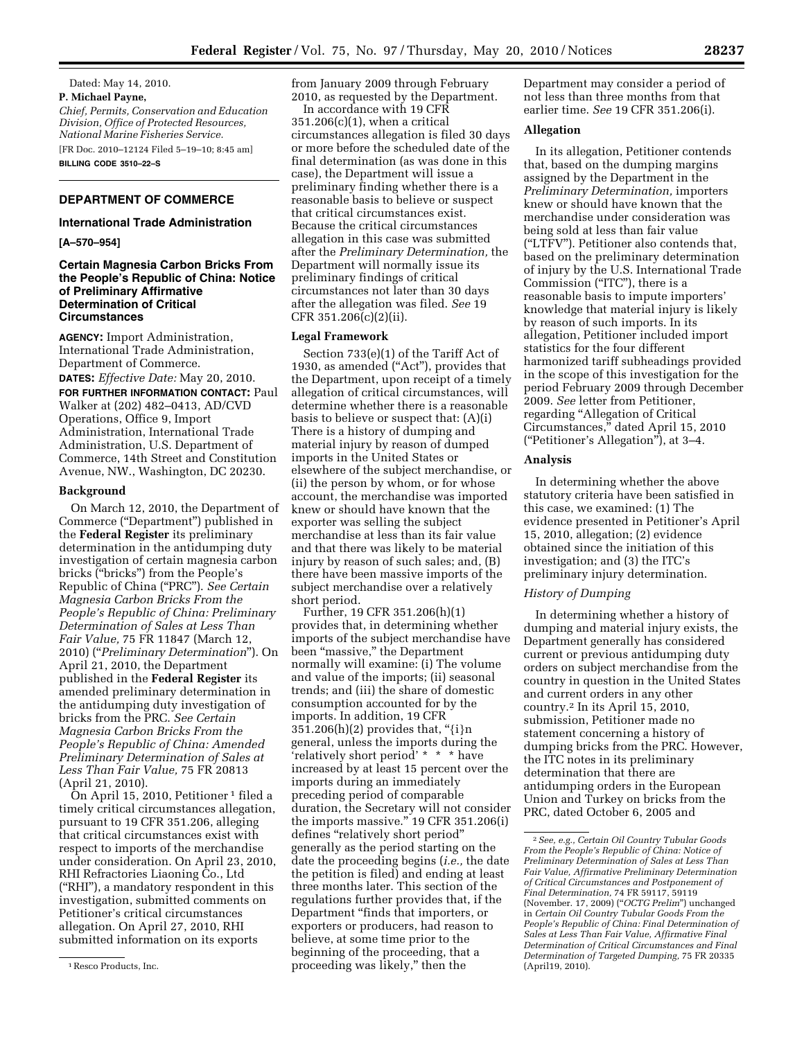Dated: May 14, 2010.

**P. Michael Payne,**

*Chief, Permits, Conservation and Education Division, Office of Protected Resources, National Marine Fisheries Service.*

[FR Doc. 2010–12124 Filed 5–19–10; 8:45 am]

**BILLING CODE 3510–22–S**

## DEPARTMENT OF COMMERCE

### International Trade Administration

**[A–570–954]**

### Certain Magnesia Carbon Bricks From the People's Republic of China: Notice of Preliminary Affirmative Determination of Critical Circumstances

**AGENCY:** Import Administration, International Trade Administration, Department of Commerce.

**DATES:** *Effective Date:* May 20, 2010.

**FOR FURTHER INFORMATION CONTACT:** Paul Walker at (202) 482–0413, AD/CVD Operations, Office 9, Import Administration, International Trade Administration, U.S. Department of Commerce, 14th Street and Constitution Avenue, NW., Washington, DC 20230.

**Background**

On March 12, 2010, the Department of Commerce ("Department") published in the **Federal Register** its preliminary determination in the antidumping duty investigation of certain magnesia carbon bricks ("bricks") from the People's Republic of China ("PRC"). *See Certain Magnesia Carbon Bricks From the People's Republic of China: Preliminary Determination of Sales at Less Than Fair Value,* 75 FR 11847 (March 12, 2010) ("*Preliminary Determination*"). On April 21, 2010, the Department published in the **Federal Register** its amended preliminary determination in the antidumping duty investigation of bricks from the PRC. *See Certain Magnesia Carbon Bricks From the People's Republic of China: Amended Preliminary Determination of Sales at Less Than Fair Value,* 75 FR 20813 (April 21, 2010).

On April 15, 2010, Petitioner[1] filed a timely critical circumstances allegation, pursuant to 19 CFR 351.206, alleging that critical circumstances exist with respect to imports of the merchandise under consideration. On April 23, 2010, RHI Refractories Liaoning Co., Ltd ("RHI"), a mandatory respondent in this investigation, submitted comments on Petitioner's critical circumstances allegation. On April 27, 2010, RHI submitted information on its exports from January 2009 through February 2010, as requested by the Department.

In accordance with 19 CFR 351.206(c)(1), when a critical circumstances allegation is filed 30 days or more before the scheduled date of the final determination (as was done in this case), the Department will issue a preliminary finding whether there is a reasonable basis to believe or suspect that critical circumstances exist. Because the critical circumstances allegation in this case was submitted after the *Preliminary Determination,* the Department will normally issue its preliminary findings of critical circumstances not later than 30 days after the allegation was filed. *See* 19 CFR 351.206(c)(2)(ii).

**Legal Framework**

Section 733(e)(1) of the Tariff Act of 1930, as amended ("Act"), provides that the Department, upon receipt of a timely allegation of critical circumstances, will determine whether there is a reasonable basis to believe or suspect that: (A)(i) There is a history of dumping and material injury by reason of dumped imports in the United States or elsewhere of the subject merchandise, or (ii) the person by whom, or for whose account, the merchandise was imported knew or should have known that the exporter was selling the subject merchandise at less than its fair value and that there was likely to be material injury by reason of such sales; and, (B) there have been massive imports of the subject merchandise over a relatively short period.

Further, 19 CFR 351.206(h)(1) provides that, in determining whether imports of the subject merchandise have been "massive," the Department normally will examine: (i) The volume and value of the imports; (ii) seasonal trends; and (iii) the share of domestic consumption accounted for by the imports. In addition, 19 CFR 351.206(h)(2) provides that, "{i}n general, unless the imports during the 'relatively short period' * * * have increased by at least 15 percent over the imports during an immediately preceding period of comparable duration, the Secretary will not consider the imports massive." 19 CFR 351.206(i) defines "relatively short period" generally as the period starting on the date the proceeding begins (*i.e.,* the date the petition is filed) and ending at least three months later. This section of the regulations further provides that, if the Department "finds that importers, or exporters or producers, had reason to believe, at some time prior to the beginning of the proceeding, that a proceeding was likely," then the Department may consider a period of not less than three months from that earlier time. *See* 19 CFR 351.206(i).

**Allegation**

In its allegation, Petitioner contends that, based on the dumping margins assigned by the Department in the *Preliminary Determination,* importers knew or should have known that the merchandise under consideration was being sold at less than fair value ("LTFV"). Petitioner also contends that, based on the preliminary determination of injury by the U.S. International Trade Commission ("ITC"), there is a reasonable basis to impute importers' knowledge that material injury is likely by reason of such imports. In its allegation, Petitioner included import statistics for the four different harmonized tariff subheadings provided in the scope of this investigation for the period February 2009 through December 2009. *See* letter from Petitioner, regarding "Allegation of Critical Circumstances," dated April 15, 2010 ("Petitioner's Allegation"), at 3–4.

**Analysis**

In determining whether the above statutory criteria have been satisfied in this case, we examined: (1) The evidence presented in Petitioner's April 15, 2010, allegation; (2) evidence obtained since the initiation of this investigation; and (3) the ITC's preliminary injury determination.

*History of Dumping*

In determining whether a history of dumping and material injury exists, the Department generally has considered current or previous antidumping duty orders on subject merchandise from the country in question in the United States and current orders in any other country.[2] In its April 15, 2010, submission, Petitioner made no statement concerning a history of dumping bricks from the PRC. However, the ITC notes in its preliminary determination that there are antidumping orders in the European Union and Turkey on bricks from the PRC, dated October 6, 2005 and

[1] Resco Products, Inc.

[2] *See, e.g., Certain Oil Country Tubular Goods From the People's Republic of China: Notice of Preliminary Determination of Sales at Less Than Fair Value, Affirmative Preliminary Determination of Critical Circumstances and Postponement of Final Determination,* 74 FR 59117, 59119 (November. 17, 2009) ("*OCTG Prelim*") unchanged in *Certain Oil Country Tubular Goods From the People's Republic of China: Final Determination of Sales at Less Than Fair Value, Affirmative Final Determination of Critical Circumstances and Final Determination of Targeted Dumping,* 75 FR 20335 (April19, 2010).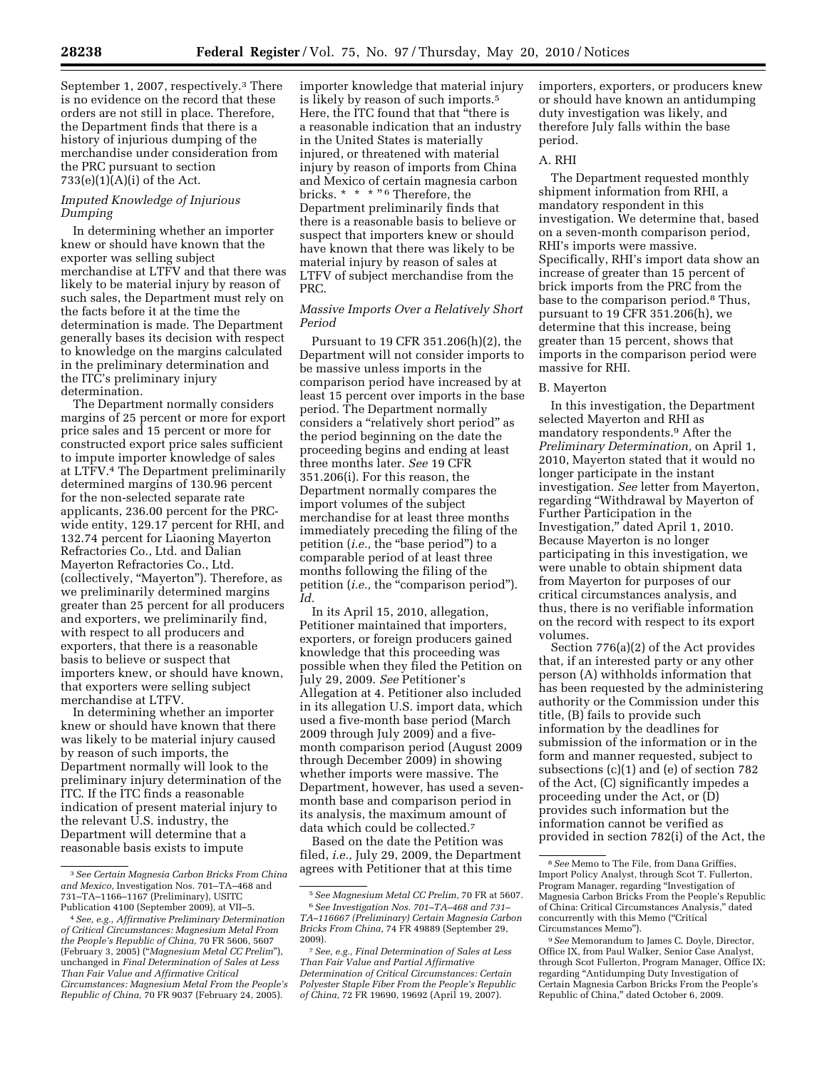September 1, 2007, respectively.[3] There is no evidence on the record that these orders are not still in place. Therefore, the Department finds that there is a history of injurious dumping of the merchandise under consideration from the PRC pursuant to section 733(e)(1)(A)(i) of the Act.

*Imputed Knowledge of Injurious Dumping*

In determining whether an importer knew or should have known that the exporter was selling subject merchandise at LTFV and that there was likely to be material injury by reason of such sales, the Department must rely on the facts before it at the time the determination is made. The Department generally bases its decision with respect to knowledge on the margins calculated in the preliminary determination and the ITC's preliminary injury determination.

The Department normally considers margins of 25 percent or more for export price sales and 15 percent or more for constructed export price sales sufficient to impute importer knowledge of sales at LTFV.[4] The Department preliminarily determined margins of 130.96 percent for the non-selected separate rate applicants, 236.00 percent for the PRC-wide entity, 129.17 percent for RHI, and 132.74 percent for Liaoning Mayerton Refractories Co., Ltd. and Dalian Mayerton Refractories Co., Ltd. (collectively, "Mayerton"). Therefore, as we preliminarily determined margins greater than 25 percent for all producers and exporters, we preliminarily find, with respect to all producers and exporters, that there is a reasonable basis to believe or suspect that importers knew, or should have known, that exporters were selling subject merchandise at LTFV.

In determining whether an importer knew or should have known that there was likely to be material injury caused by reason of such imports, the Department normally will look to the preliminary injury determination of the ITC. If the ITC finds a reasonable indication of present material injury to the relevant U.S. industry, the Department will determine that a reasonable basis exists to impute importer knowledge that material injury is likely by reason of such imports.[5] Here, the ITC found that that "there is a reasonable indication that an industry in the United States is materially injured, or threatened with material injury by reason of imports from China and Mexico of certain magnesia carbon bricks. * * * "[6] Therefore, the Department preliminarily finds that there is a reasonable basis to believe or suspect that importers knew or should have known that there was likely to be material injury by reason of sales at LTFV of subject merchandise from the PRC.

*Massive Imports Over a Relatively Short Period*

Pursuant to 19 CFR 351.206(h)(2), the Department will not consider imports to be massive unless imports in the comparison period have increased by at least 15 percent over imports in the base period. The Department normally considers a "relatively short period" as the period beginning on the date the proceeding begins and ending at least three months later. *See* 19 CFR 351.206(i). For this reason, the Department normally compares the import volumes of the subject merchandise for at least three months immediately preceding the filing of the petition (*i.e.,* the "base period") to a comparable period of at least three months following the filing of the petition (*i.e.,* the "comparison period"). *Id.*

In its April 15, 2010, allegation, Petitioner maintained that importers, exporters, or foreign producers gained knowledge that this proceeding was possible when they filed the Petition on July 29, 2009. *See* Petitioner's Allegation at 4. Petitioner also included in its allegation U.S. import data, which used a five-month base period (March 2009 through July 2009) and a five-month comparison period (August 2009 through December 2009) in showing whether imports were massive. The Department, however, has used a seven-month base and comparison period in its analysis, the maximum amount of data which could be collected.[7]

Based on the date the Petition was filed, *i.e.,* July 29, 2009, the Department agrees with Petitioner that at this time importers, exporters, or producers knew or should have known an antidumping duty investigation was likely, and therefore July falls within the base period.

A. RHI

The Department requested monthly shipment information from RHI, a mandatory respondent in this investigation. We determine that, based on a seven-month comparison period, RHI's imports were massive. Specifically, RHI's import data show an increase of greater than 15 percent of brick imports from the PRC from the base to the comparison period.[8] Thus, pursuant to 19 CFR 351.206(h), we determine that this increase, being greater than 15 percent, shows that imports in the comparison period were massive for RHI.

B. Mayerton

In this investigation, the Department selected Mayerton and RHI as mandatory respondents.[9] After the *Preliminary Determination,* on April 1, 2010, Mayerton stated that it would no longer participate in the instant investigation. *See* letter from Mayerton, regarding "Withdrawal by Mayerton of Further Participation in the Investigation," dated April 1, 2010. Because Mayerton is no longer participating in this investigation, we were unable to obtain shipment data from Mayerton for purposes of our critical circumstances analysis, and thus, there is no verifiable information on the record with respect to its export volumes.

Section 776(a)(2) of the Act provides that, if an interested party or any other person (A) withholds information that has been requested by the administering authority or the Commission under this title, (B) fails to provide such information by the deadlines for submission of the information or in the form and manner requested, subject to subsections (c)(1) and (e) of section 782 of the Act, (C) significantly impedes a proceeding under the Act, or (D) provides such information but the information cannot be verified as provided in section 782(i) of the Act, the

---

[3] *See Certain Magnesia Carbon Bricks From China and Mexico,* Investigation Nos. 701–TA–468 and 731–TA–1166–1167 (Preliminary), USITC Publication 4100 (September 2009), at VII–5.

[4] *See, e.g., Affirmative Preliminary Determination of Critical Circumstances: Magnesium Metal From the People's Republic of China,* 70 FR 5606, 5607 (February 3, 2005) ("*Magnesium Metal CC Prelim*"), unchanged in *Final Determination of Sales at Less Than Fair Value and Affirmative Critical Circumstances: Magnesium Metal From the People's Republic of China,* 70 FR 9037 (February 24, 2005).

[5] *See Magnesium Metal CC Prelim,* 70 FR at 5607.

[6] *See Investigation Nos. 701–TA–468 and 731–TA–116667 (Preliminary) Certain Magnesia Carbon Bricks From China,* 74 FR 49889 (September 29, 2009).

[7] *See, e.g., Final Determination of Sales at Less Than Fair Value and Partial Affirmative Determination of Critical Circumstances: Certain Polyester Staple Fiber From the People's Republic of China,* 72 FR 19690, 19692 (April 19, 2007).

[8] *See* Memo to The File, from Dana Griffies, Import Policy Analyst, through Scot T. Fullerton, Program Manager, regarding "Investigation of Magnesia Carbon Bricks From the People's Republic of China: Critical Circumstances Analysis," dated concurrently with this Memo ("Critical Circumstances Memo").

[9] *See* Memorandum to James C. Doyle, Director, Office IX, from Paul Walker, Senior Case Analyst, through Scot Fullerton, Program Manager, Office IX; regarding "Antidumping Duty Investigation of Certain Magnesia Carbon Bricks From the People's Republic of China," dated October 6, 2009.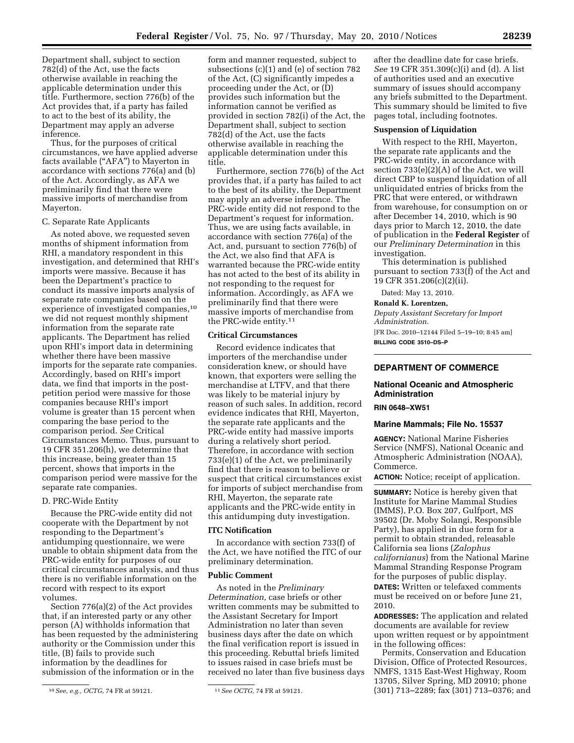Department shall, subject to section 782(d) of the Act, use the facts otherwise available in reaching the applicable determination under this title. Furthermore, section 776(b) of the Act provides that, if a party has failed to act to the best of its ability, the Department may apply an adverse inference.

Thus, for the purposes of critical circumstances, we have applied adverse facts available ("AFA") to Mayerton in accordance with sections 776(a) and (b) of the Act. Accordingly, as AFA we preliminarily find that there were massive imports of merchandise from Mayerton.

C. Separate Rate Applicants

As noted above, we requested seven months of shipment information from RHI, a mandatory respondent in this investigation, and determined that RHI's imports were massive. Because it has been the Department's practice to conduct its massive imports analysis of separate rate companies based on the experience of investigated companies,[10] we did not request monthly shipment information from the separate rate applicants. The Department has relied upon RHI's import data in determining whether there have been massive imports for the separate rate companies. Accordingly, based on RHI's import data, we find that imports in the post-petition period were massive for those companies because RHI's import volume is greater than 15 percent when comparing the base period to the comparison period. *See* Critical Circumstances Memo. Thus, pursuant to 19 CFR 351.206(h), we determine that this increase, being greater than 15 percent, shows that imports in the comparison period were massive for the separate rate companies.

D. PRC-Wide Entity

Because the PRC-wide entity did not cooperate with the Department by not responding to the Department's antidumping questionnaire, we were unable to obtain shipment data from the PRC-wide entity for purposes of our critical circumstances analysis, and thus there is no verifiable information on the record with respect to its export volumes.

Section 776(a)(2) of the Act provides that, if an interested party or any other person (A) withholds information that has been requested by the administering authority or the Commission under this title, (B) fails to provide such information by the deadlines for submission of the information or in the form and manner requested, subject to subsections (c)(1) and (e) of section 782 of the Act, (C) significantly impedes a proceeding under the Act, or (D) provides such information but the information cannot be verified as provided in section 782(i) of the Act, the Department shall, subject to section 782(d) of the Act, use the facts otherwise available in reaching the applicable determination under this title.

Furthermore, section 776(b) of the Act provides that, if a party has failed to act to the best of its ability, the Department may apply an adverse inference. The PRC-wide entity did not respond to the Department's request for information. Thus, we are using facts available, in accordance with section 776(a) of the Act, and, pursuant to section 776(b) of the Act, we also find that AFA is warranted because the PRC-wide entity has not acted to the best of its ability in not responding to the request for information. Accordingly, as AFA we preliminarily find that there were massive imports of merchandise from the PRC-wide entity.[11]

[10] *See, e.g., OCTG,* 74 FR at 59121.

[11] *See OCTG,* 74 FR at 59121.

## Critical Circumstances

Record evidence indicates that importers of the merchandise under consideration knew, or should have known, that exporters were selling the merchandise at LTFV, and that there was likely to be material injury by reason of such sales. In addition, record evidence indicates that RHI, Mayerton, the separate rate applicants and the PRC-wide entity had massive imports during a relatively short period. Therefore, in accordance with section 733(e)(1) of the Act, we preliminarily find that there is reason to believe or suspect that critical circumstances exist for imports of subject merchandise from RHI, Mayerton, the separate rate applicants and the PRC-wide entity in this antidumping duty investigation.

## ITC Notification

In accordance with section 733(f) of the Act, we have notified the ITC of our preliminary determination.

## Public Comment

As noted in the *Preliminary Determination,* case briefs or other written comments may be submitted to the Assistant Secretary for Import Administration no later than seven business days after the date on which the final verification report is issued in this proceeding. Rebuttal briefs limited to issues raised in case briefs must be received no later than five business days after the deadline date for case briefs. *See* 19 CFR 351.309(c)(i) and (d). A list of authorities used and an executive summary of issues should accompany any briefs submitted to the Department. This summary should be limited to five pages total, including footnotes.

## Suspension of Liquidation

With respect to the RHI, Mayerton, the separate rate applicants and the PRC-wide entity, in accordance with section 733(e)(2)(A) of the Act, we will direct CBP to suspend liquidation of all unliquidated entries of bricks from the PRC that were entered, or withdrawn from warehouse, for consumption on or after December 14, 2010, which is 90 days prior to March 12, 2010, the date of publication in the **Federal Register** of our *Preliminary Determination* in this investigation.

This determination is published pursuant to section 733(f) of the Act and 19 CFR 351.206(c)(2)(ii).

Dated: May 13, 2010.

**Ronald K. Lorentzen,**

*Deputy Assistant Secretary for Import Administration.*

[FR Doc. 2010–12144 Filed 5–19–10; 8:45 am]

**BILLING CODE 3510–DS–P**

# DEPARTMENT OF COMMERCE

## National Oceanic and Atmospheric Administration

**RIN 0648–XW51**

## Marine Mammals; File No. 15537

**AGENCY:** National Marine Fisheries Service (NMFS), National Oceanic and Atmospheric Administration (NOAA), Commerce.

**ACTION:** Notice; receipt of application.

**SUMMARY:** Notice is hereby given that Institute for Marine Mammal Studies (IMMS), P.O. Box 207, Gulfport, MS 39502 (Dr. Moby Solangi, Responsible Party), has applied in due form for a permit to obtain stranded, releasable California sea lions (*Zalophus californianus*) from the National Marine Mammal Stranding Response Program for the purposes of public display.

**DATES:** Written or telefaxed comments must be received on or before June 21, 2010.

**ADDRESSES:** The application and related documents are available for review upon written request or by appointment in the following offices:

Permits, Conservation and Education Division, Office of Protected Resources, NMFS, 1315 East-West Highway, Room 13705, Silver Spring, MD 20910; phone (301) 713–2289; fax (301) 713–0376; and